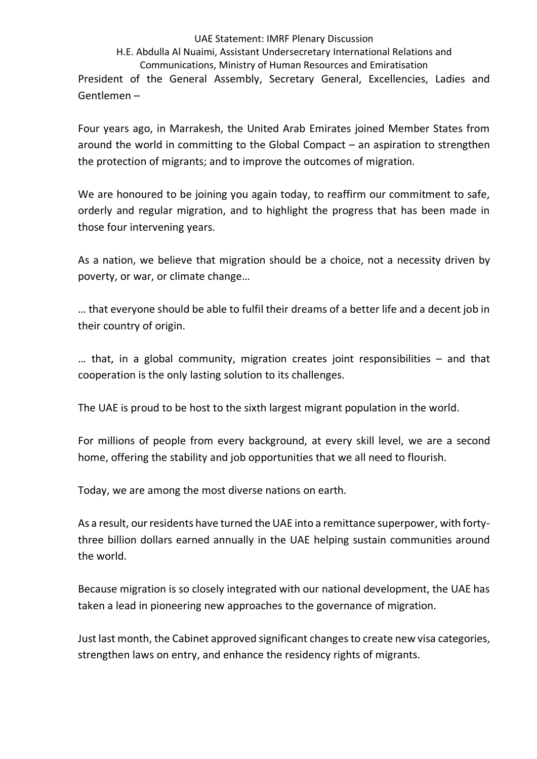# UAE Statement: IMRF Plenary Discussion

H.E. Abdulla Al Nuaimi, Assistant Undersecretary International Relations and Communications, Ministry of Human Resources and Emiratisation

President of the General Assembly, Secretary General, Excellencies, Ladies and Gentlemen –

Four years ago, in Marrakesh, the United Arab Emirates joined Member States from around the world in committing to the Global Compact – an aspiration to strengthen the protection of migrants; and to improve the outcomes of migration.

We are honoured to be joining you again today, to reaffirm our commitment to safe, orderly and regular migration, and to highlight the progress that has been made in those four intervening years.

As a nation, we believe that migration should be a choice, not a necessity driven by poverty, or war, or climate change…

… that everyone should be able to fulfil their dreams of a better life and a decent job in their country of origin.

… that, in a global community, migration creates joint responsibilities – and that cooperation is the only lasting solution to its challenges.

The UAE is proud to be host to the sixth largest migrant population in the world.

For millions of people from every background, at every skill level, we are a second home, offering the stability and job opportunities that we all need to flourish.

Today, we are among the most diverse nations on earth.

As a result, our residents have turned the UAE into a remittance superpower, with forty-three billion dollars earned annually in the UAE helping sustain communities around the world.

Because migration is so closely integrated with our national development, the UAE has taken a lead in pioneering new approaches to the governance of migration.

Just last month, the Cabinet approved significant changes to create new visa categories, strengthen laws on entry, and enhance the residency rights of migrants.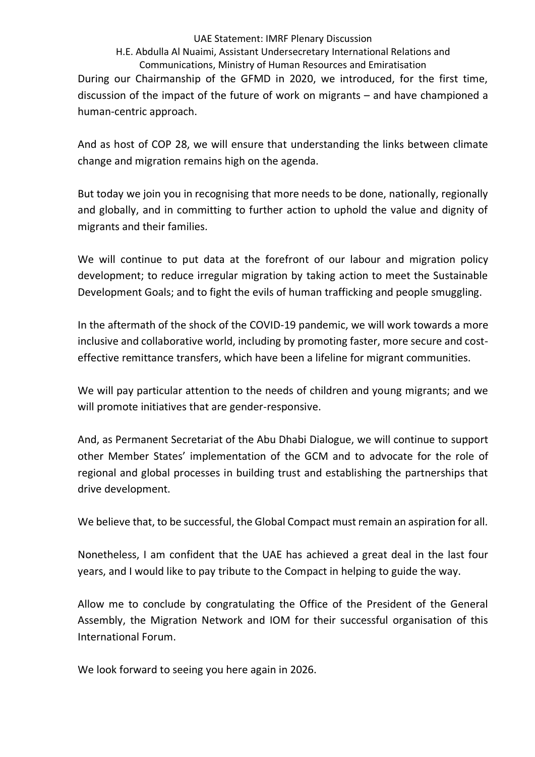During our Chairmanship of the GFMD in 2020, we introduced, for the first time, discussion of the impact of the future of work on migrants – and have championed a human-centric approach.

And as host of COP 28, we will ensure that understanding the links between climate change and migration remains high on the agenda.

But today we join you in recognising that more needs to be done, nationally, regionally and globally, and in committing to further action to uphold the value and dignity of migrants and their families.

We will continue to put data at the forefront of our labour and migration policy development; to reduce irregular migration by taking action to meet the Sustainable Development Goals; and to fight the evils of human trafficking and people smuggling.

In the aftermath of the shock of the COVID-19 pandemic, we will work towards a more inclusive and collaborative world, including by promoting faster, more secure and cost-effective remittance transfers, which have been a lifeline for migrant communities.

We will pay particular attention to the needs of children and young migrants; and we will promote initiatives that are gender-responsive.

And, as Permanent Secretariat of the Abu Dhabi Dialogue, we will continue to support other Member States' implementation of the GCM and to advocate for the role of regional and global processes in building trust and establishing the partnerships that drive development.

We believe that, to be successful, the Global Compact must remain an aspiration for all.

Nonetheless, I am confident that the UAE has achieved a great deal in the last four years, and I would like to pay tribute to the Compact in helping to guide the way.

Allow me to conclude by congratulating the Office of the President of the General Assembly, the Migration Network and IOM for their successful organisation of this International Forum.

We look forward to seeing you here again in 2026.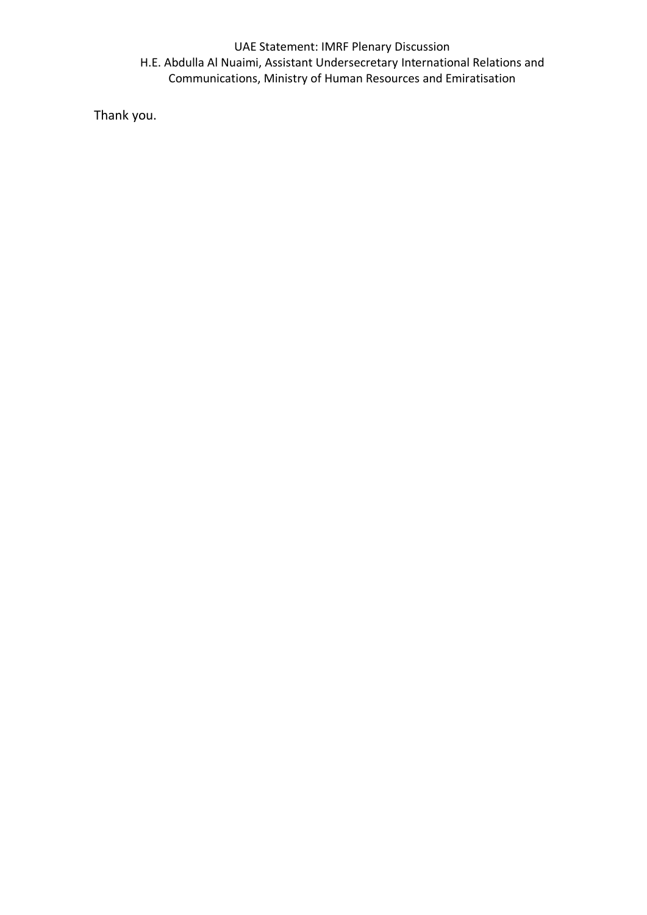Thank you.